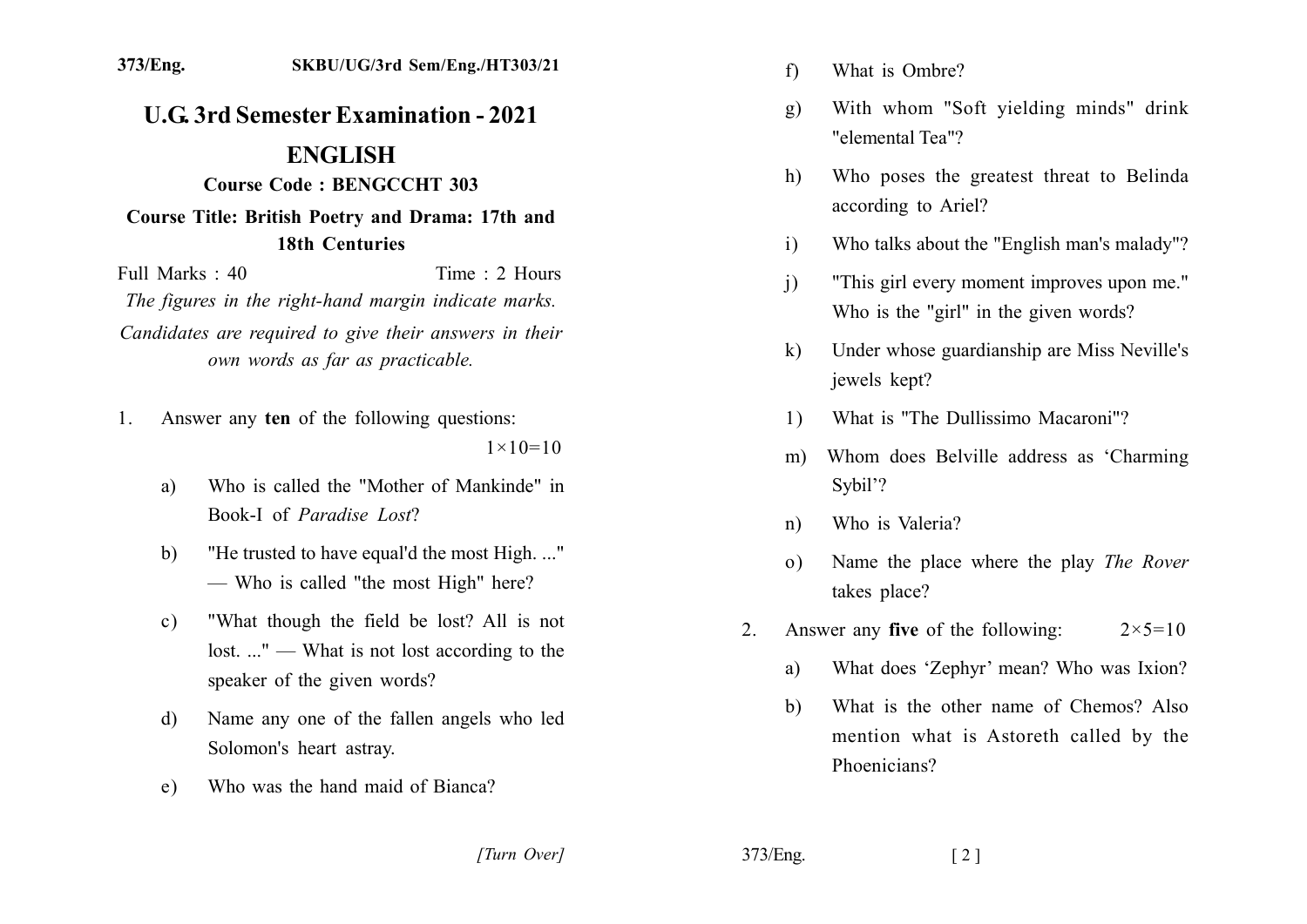# U.G. 3rd Semester Examination - 2021

## ENGLISH

**Course Code : BENGCCHT 303**

**Course Title: British Poetry and Drama: 17th and 18th Centuries**

Full Marks : 40 Time : 2 Hours

*The figures in the right-hand margin indicate marks.*

*Candidates are required to give their answers in their own words as far as practicable.*

1. Answer any **ten** of the following questions: $1 \times 10 = 10$

   a) Who is called the "Mother of Mankinde" in Book-I of *Paradise Lost*?

   b) "He trusted to have equal'd the most High. ..." — Who is called "the most High" here?

   c) "What though the field be lost? All is not lost. ..." — What is not lost according to the speaker of the given words?

   d) Name any one of the fallen angels who led Solomon's heart astray.

   e) Who was the hand maid of Bianca?

   f) What is Ombre?

   g) With whom "Soft yielding minds" drink "elemental Tea"?

   h) Who poses the greatest threat to Belinda according to Ariel?

   i) Who talks about the "English man's malady"?

   j) "This girl every moment improves upon me." Who is the "girl" in the given words?

   k) Under whose guardianship are Miss Neville's jewels kept?

   l) What is "The Dullissimo Macaroni"?

   m) Whom does Belville address as 'Charming Sybil'?

   n) Who is Valeria?

   o) Name the place where the play *The Rover* takes place?

2. Answer any **five** of the following: $2 \times 5 = 10$

   a) What does 'Zephyr' mean? Who was Ixion?

   b) What is the other name of Chemos? Also mention what is Astoreth called by the Phoenicians?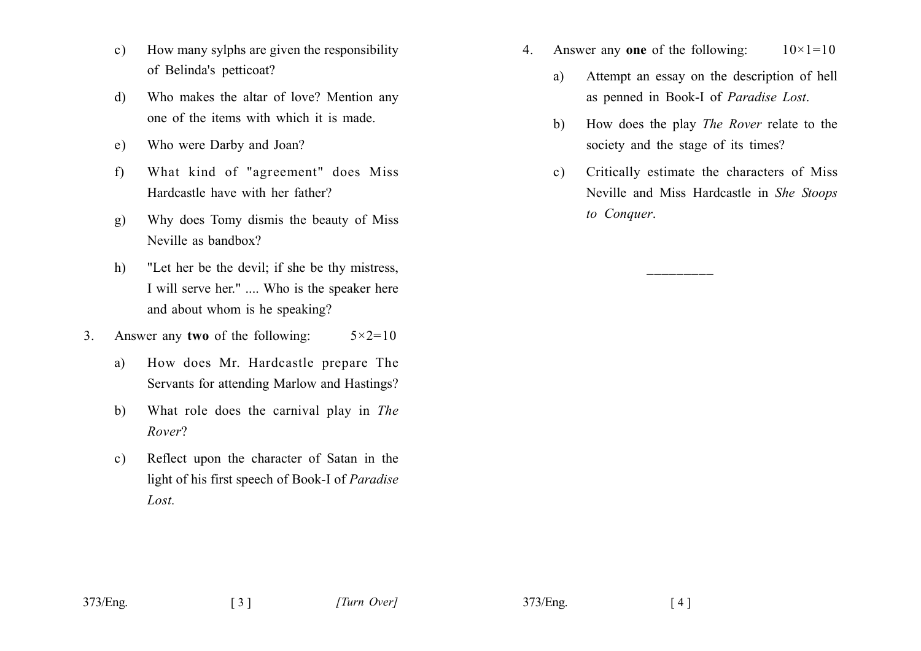c) How many sylphs are given the responsibility of Belinda's petticoat?

d) Who makes the altar of love? Mention any one of the items with which it is made.

e) Who were Darby and Joan?

f) What kind of "agreement" does Miss Hardcastle have with her father?

g) Why does Tomy dismis the beauty of Miss Neville as bandbox?

h) "Let her be the devil; if she be thy mistress, I will serve her." .... Who is the speaker here and about whom is he speaking?

3. Answer any **two** of the following: $5 \times 2 = 10$

a) How does Mr. Hardcastle prepare The Servants for attending Marlow and Hastings?

b) What role does the carnival play in *The Rover*?

c) Reflect upon the character of Satan in the light of his first speech of Book-I of *Paradise Lost.*

4. Answer any **one** of the following: $10 \times 1 = 10$

a) Attempt an essay on the description of hell as penned in Book-I of *Paradise Lost*.

b) How does the play *The Rover* relate to the society and the stage of its times?

c) Critically estimate the characters of Miss Neville and Miss Hardcastle in *She Stoops to Conquer*.

_________